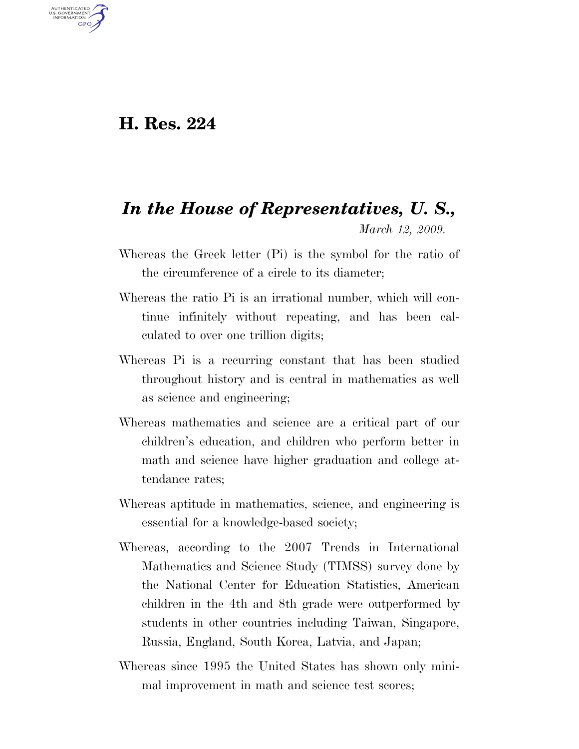# H. Res. 224

## *In the House of Representatives, U. S.,*

*March 12, 2009.*

Whereas the Greek letter (Pi) is the symbol for the ratio of the circumference of a circle to its diameter;

Whereas the ratio Pi is an irrational number, which will continue infinitely without repeating, and has been calculated to over one trillion digits;

Whereas Pi is a recurring constant that has been studied throughout history and is central in mathematics as well as science and engineering;

Whereas mathematics and science are a critical part of our children's education, and children who perform better in math and science have higher graduation and college attendance rates;

Whereas aptitude in mathematics, science, and engineering is essential for a knowledge-based society;

Whereas, according to the 2007 Trends in International Mathematics and Science Study (TIMSS) survey done by the National Center for Education Statistics, American children in the 4th and 8th grade were outperformed by students in other countries including Taiwan, Singapore, Russia, England, South Korea, Latvia, and Japan;

Whereas since 1995 the United States has shown only minimal improvement in math and science test scores;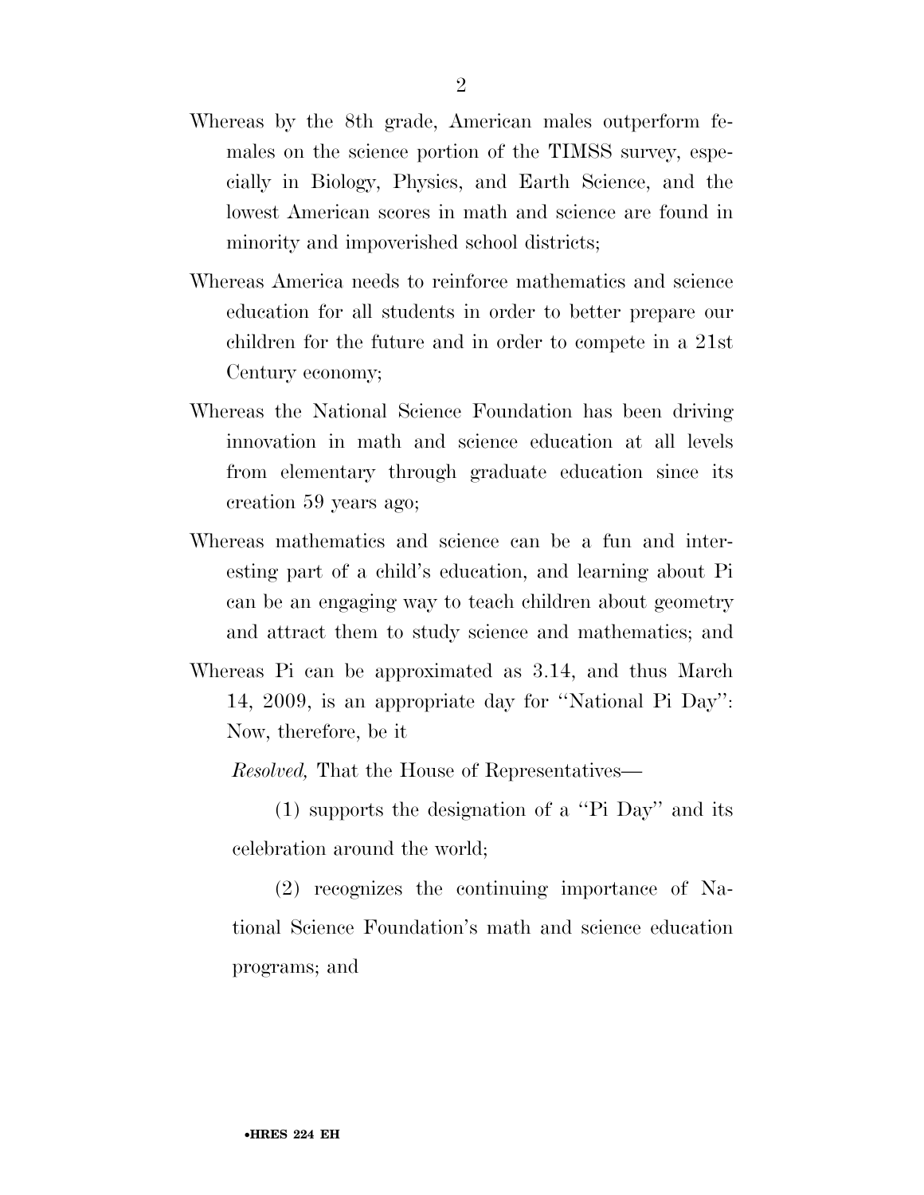Whereas by the 8th grade, American males outperform females on the science portion of the TIMSS survey, especially in Biology, Physics, and Earth Science, and the lowest American scores in math and science are found in minority and impoverished school districts;

Whereas America needs to reinforce mathematics and science education for all students in order to better prepare our children for the future and in order to compete in a 21st Century economy;

Whereas the National Science Foundation has been driving innovation in math and science education at all levels from elementary through graduate education since its creation 59 years ago;

Whereas mathematics and science can be a fun and interesting part of a child's education, and learning about Pi can be an engaging way to teach children about geometry and attract them to study science and mathematics; and

Whereas Pi can be approximated as 3.14, and thus March 14, 2009, is an appropriate day for "National Pi Day": Now, therefore, be it

*Resolved,* That the House of Representatives—

(1) supports the designation of a "Pi Day" and its celebration around the world;

(2) recognizes the continuing importance of National Science Foundation's math and science education programs; and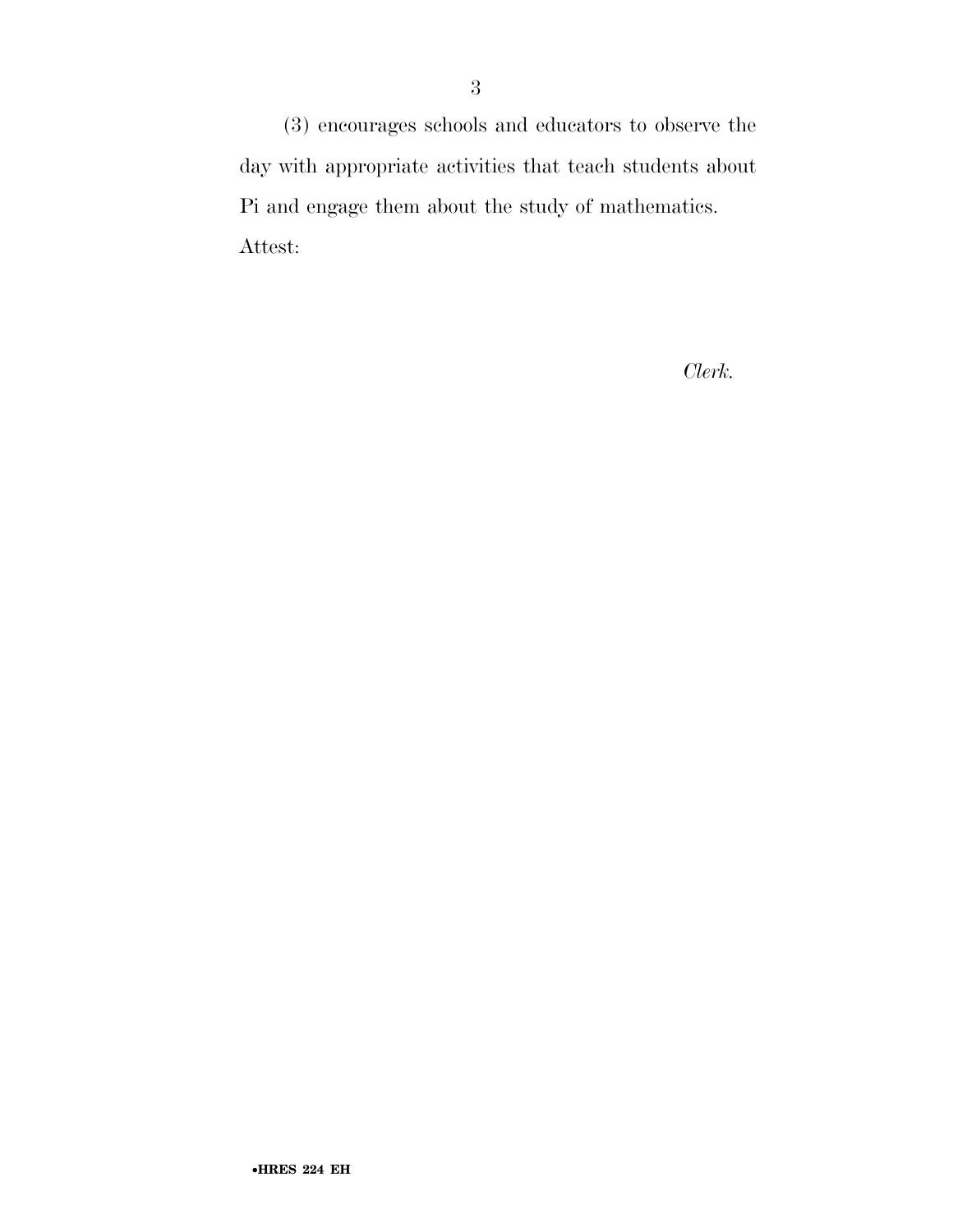(3) encourages schools and educators to observe the day with appropriate activities that teach students about Pi and engage them about the study of mathematics.

Attest:

*Clerk.*